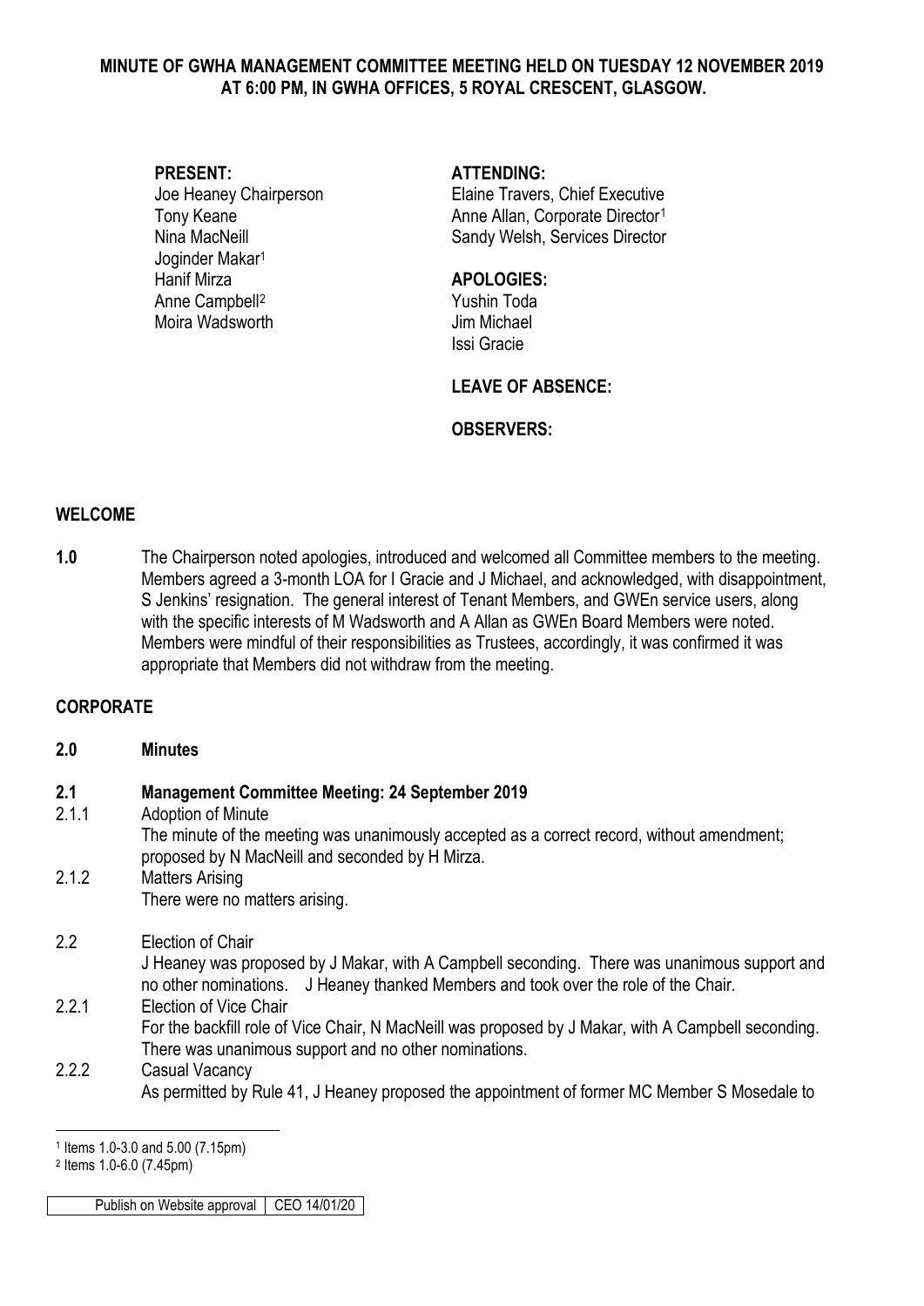# MINUTE OF GWHA MANAGEMENT COMMITTEE MEETING HELD ON TUESDAY 12 NOVEMBER 2019 AT 6:00 PM, IN GWHA OFFICES, 5 ROYAL CRESCENT, GLASGOW.

**PRESENT:**
Joe Heaney Chairperson
Tony Keane
Nina MacNeill
Joginder Makar[1]
Hanif Mirza
Anne Campbell[2]
Moira Wadsworth

**ATTENDING:**
Elaine Travers, Chief Executive
Anne Allan, Corporate Director[1]
Sandy Welsh, Services Director

**APOLOGIES:**
Yushin Toda
Jim Michael
Issi Gracie

**LEAVE OF ABSENCE:**

**OBSERVERS:**

## WELCOME

**1.0** The Chairperson noted apologies, introduced and welcomed all Committee members to the meeting. Members agreed a 3-month LOA for I Gracie and J Michael, and acknowledged, with disappointment, S Jenkins' resignation. The general interest of Tenant Members, and GWEn service users, along with the specific interests of M Wadsworth and A Allan as GWEn Board Members were noted. Members were mindful of their responsibilities as Trustees, accordingly, it was confirmed it was appropriate that Members did not withdraw from the meeting.

## CORPORATE

**2.0 Minutes**

**2.1 Management Committee Meeting: 24 September 2019**

2.1.1 Adoption of Minute
The minute of the meeting was unanimously accepted as a correct record, without amendment; proposed by N MacNeill and seconded by H Mirza.

2.1.2 Matters Arising
There were no matters arising.

2.2 Election of Chair
J Heaney was proposed by J Makar, with A Campbell seconding. There was unanimous support and no other nominations. J Heaney thanked Members and took over the role of the Chair.

2.2.1 Election of Vice Chair
For the backfill role of Vice Chair, N MacNeill was proposed by J Makar, with A Campbell seconding. There was unanimous support and no other nominations.

2.2.2 Casual Vacancy
As permitted by Rule 41, J Heaney proposed the appointment of former MC Member S Mosedale to

---

[1] Items 1.0-3.0 and 5.00 (7.15pm)

[2] Items 1.0-6.0 (7.45pm)

| Publish on Website approval | CEO 14/01/20 |
|---|---|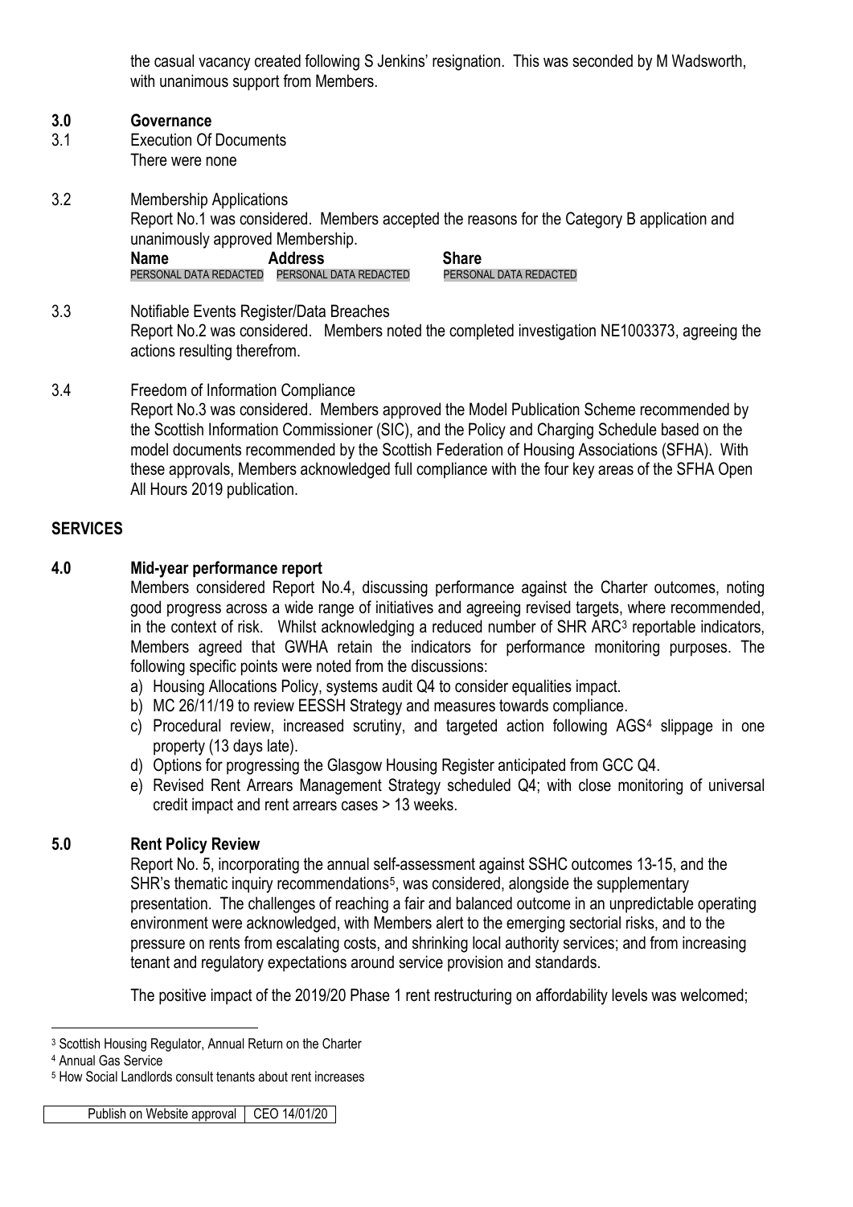the casual vacancy created following S Jenkins' resignation. This was seconded by M Wadsworth, with unanimous support from Members.

### 3.0 Governance

3.1 Execution Of Documents

There were none

3.2 Membership Applications

Report No.1 was considered. Members accepted the reasons for the Category B application and unanimously approved Membership.

| Name | Address | Share |
|---|---|---|
| PERSONAL DATA REDACTED | PERSONAL DATA REDACTED | PERSONAL DATA REDACTED |

3.3 Notifiable Events Register/Data Breaches

Report No.2 was considered. Members noted the completed investigation NE1003373, agreeing the actions resulting therefrom.

3.4 Freedom of Information Compliance

Report No.3 was considered. Members approved the Model Publication Scheme recommended by the Scottish Information Commissioner (SIC), and the Policy and Charging Schedule based on the model documents recommended by the Scottish Federation of Housing Associations (SFHA). With these approvals, Members acknowledged full compliance with the four key areas of the SFHA Open All Hours 2019 publication.

## SERVICES

### 4.0 Mid-year performance report

Members considered Report No.4, discussing performance against the Charter outcomes, noting good progress across a wide range of initiatives and agreeing revised targets, where recommended, in the context of risk. Whilst acknowledging a reduced number of SHR ARC[3] reportable indicators, Members agreed that GWHA retain the indicators for performance monitoring purposes. The following specific points were noted from the discussions:

a) Housing Allocations Policy, systems audit Q4 to consider equalities impact.
b) MC 26/11/19 to review EESSH Strategy and measures towards compliance.
c) Procedural review, increased scrutiny, and targeted action following AGS[4] slippage in one property (13 days late).
d) Options for progressing the Glasgow Housing Register anticipated from GCC Q4.
e) Revised Rent Arrears Management Strategy scheduled Q4; with close monitoring of universal credit impact and rent arrears cases > 13 weeks.

### 5.0 Rent Policy Review

Report No. 5, incorporating the annual self-assessment against SSHC outcomes 13-15, and the SHR's thematic inquiry recommendations[5], was considered, alongside the supplementary presentation. The challenges of reaching a fair and balanced outcome in an unpredictable operating environment were acknowledged, with Members alert to the emerging sectorial risks, and to the pressure on rents from escalating costs, and shrinking local authority services; and from increasing tenant and regulatory expectations around service provision and standards.

The positive impact of the 2019/20 Phase 1 rent restructuring on affordability levels was welcomed;

---

[3] Scottish Housing Regulator, Annual Return on the Charter

[4] Annual Gas Service

[5] How Social Landlords consult tenants about rent increases

| Publish on Website approval | CEO 14/01/20 |
|---|---|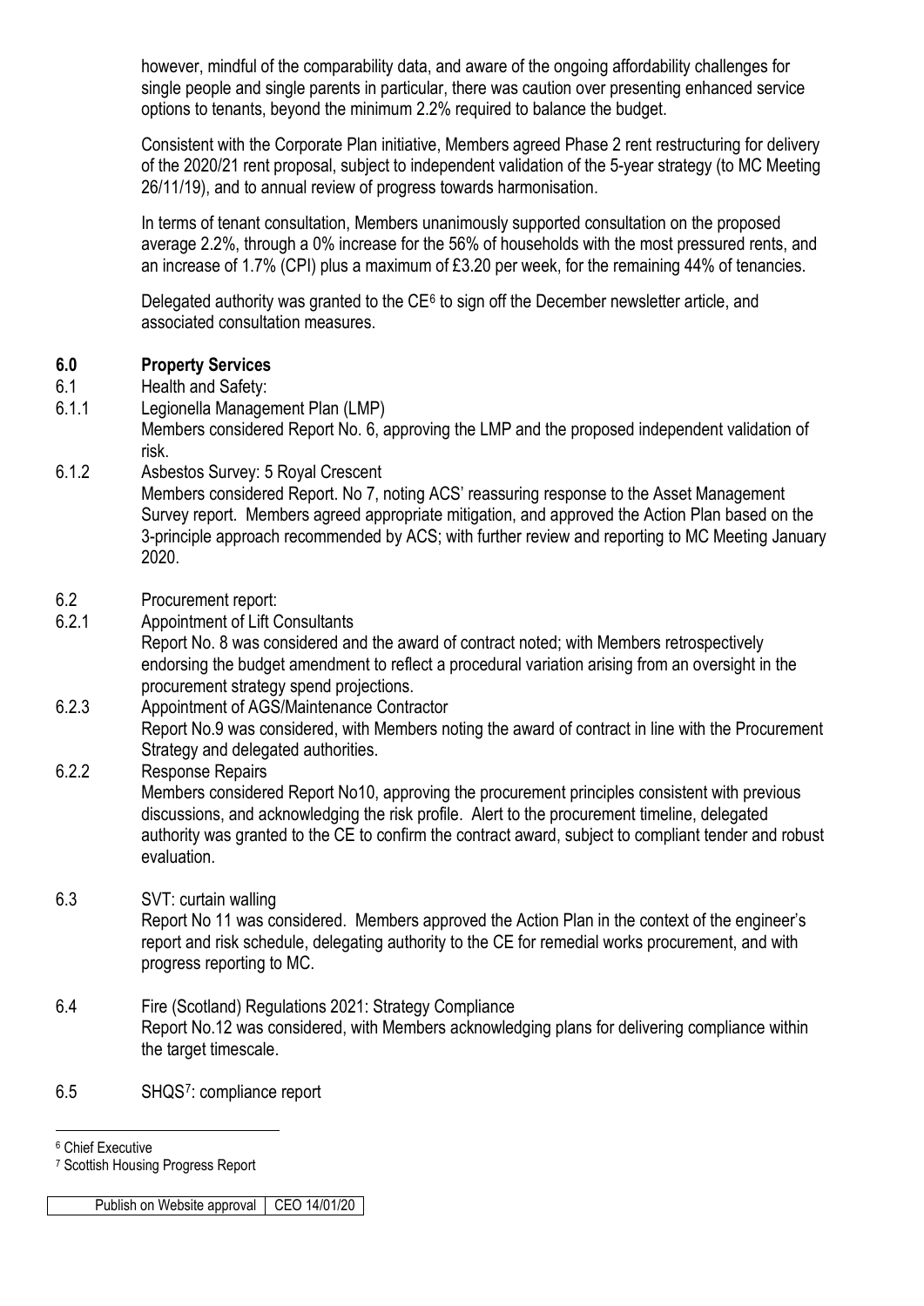however, mindful of the comparability data, and aware of the ongoing affordability challenges for single people and single parents in particular, there was caution over presenting enhanced service options to tenants, beyond the minimum 2.2% required to balance the budget.

Consistent with the Corporate Plan initiative, Members agreed Phase 2 rent restructuring for delivery of the 2020/21 rent proposal, subject to independent validation of the 5-year strategy (to MC Meeting 26/11/19), and to annual review of progress towards harmonisation.

In terms of tenant consultation, Members unanimously supported consultation on the proposed average 2.2%, through a 0% increase for the 56% of households with the most pressured rents, and an increase of 1.7% (CPI) plus a maximum of £3.20 per week, for the remaining 44% of tenancies.

Delegated authority was granted to the CE[6] to sign off the December newsletter article, and associated consultation measures.

## 6.0 Property Services

6.1 Health and Safety:

6.1.1 Legionella Management Plan (LMP)

Members considered Report No. 6, approving the LMP and the proposed independent validation of risk.

6.1.2 Asbestos Survey: 5 Royal Crescent

Members considered Report. No 7, noting ACS' reassuring response to the Asset Management Survey report. Members agreed appropriate mitigation, and approved the Action Plan based on the 3-principle approach recommended by ACS; with further review and reporting to MC Meeting January 2020.

6.2 Procurement report:

6.2.1 Appointment of Lift Consultants

Report No. 8 was considered and the award of contract noted; with Members retrospectively endorsing the budget amendment to reflect a procedural variation arising from an oversight in the procurement strategy spend projections.

6.2.3 Appointment of AGS/Maintenance Contractor

Report No.9 was considered, with Members noting the award of contract in line with the Procurement Strategy and delegated authorities.

6.2.2 Response Repairs

Members considered Report No10, approving the procurement principles consistent with previous discussions, and acknowledging the risk profile. Alert to the procurement timeline, delegated authority was granted to the CE to confirm the contract award, subject to compliant tender and robust evaluation.

6.3 SVT: curtain walling

Report No 11 was considered. Members approved the Action Plan in the context of the engineer's report and risk schedule, delegating authority to the CE for remedial works procurement, and with progress reporting to MC.

6.4 Fire (Scotland) Regulations 2021: Strategy Compliance

Report No.12 was considered, with Members acknowledging plans for delivering compliance within the target timescale.

6.5 SHQS[7]: compliance report

[6] Chief Executive

[7] Scottish Housing Progress Report

| Publish on Website approval | CEO 14/01/20 |
|---|---|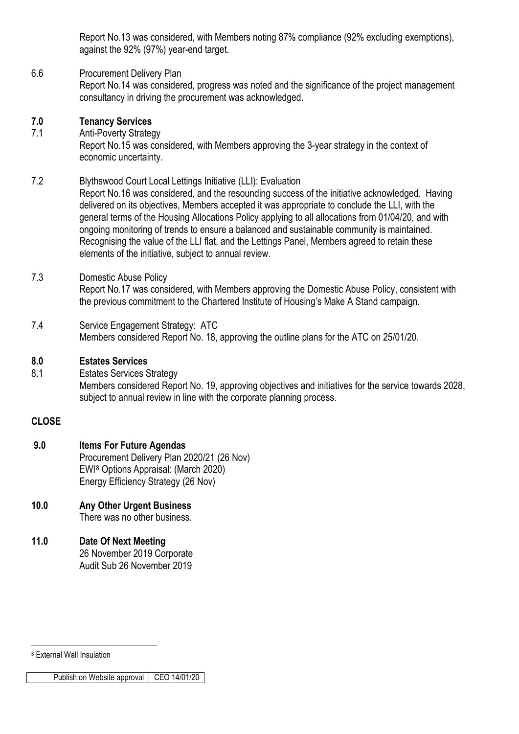Report No.13 was considered, with Members noting 87% compliance (92% excluding exemptions), against the 92% (97%) year-end target.

6.6 Procurement Delivery Plan

Report No.14 was considered, progress was noted and the significance of the project management consultancy in driving the procurement was acknowledged.

## 7.0 Tenancy Services

7.1 Anti-Poverty Strategy

Report No.15 was considered, with Members approving the 3-year strategy in the context of economic uncertainty.

7.2 Blythswood Court Local Lettings Initiative (LLI): Evaluation

Report No.16 was considered, and the resounding success of the initiative acknowledged. Having delivered on its objectives, Members accepted it was appropriate to conclude the LLI, with the general terms of the Housing Allocations Policy applying to all allocations from 01/04/20, and with ongoing monitoring of trends to ensure a balanced and sustainable community is maintained. Recognising the value of the LLI flat, and the Lettings Panel, Members agreed to retain these elements of the initiative, subject to annual review.

7.3 Domestic Abuse Policy

Report No.17 was considered, with Members approving the Domestic Abuse Policy, consistent with the previous commitment to the Chartered Institute of Housing's Make A Stand campaign.

7.4 Service Engagement Strategy: ATC

Members considered Report No. 18, approving the outline plans for the ATC on 25/01/20.

## 8.0 Estates Services

8.1 Estates Services Strategy

Members considered Report No. 19, approving objectives and initiatives for the service towards 2028, subject to annual review in line with the corporate planning process.

## CLOSE

## 9.0 Items For Future Agendas

Procurement Delivery Plan 2020/21 (26 Nov)
EWI[8] Options Appraisal: (March 2020)
Energy Efficiency Strategy (26 Nov)

## 10.0 Any Other Urgent Business

There was no other business.

## 11.0 Date Of Next Meeting

26 November 2019 Corporate
Audit Sub 26 November 2019

---

[8] External Wall Insulation

| Publish on Website approval | CEO 14/01/20 |
|---|---|